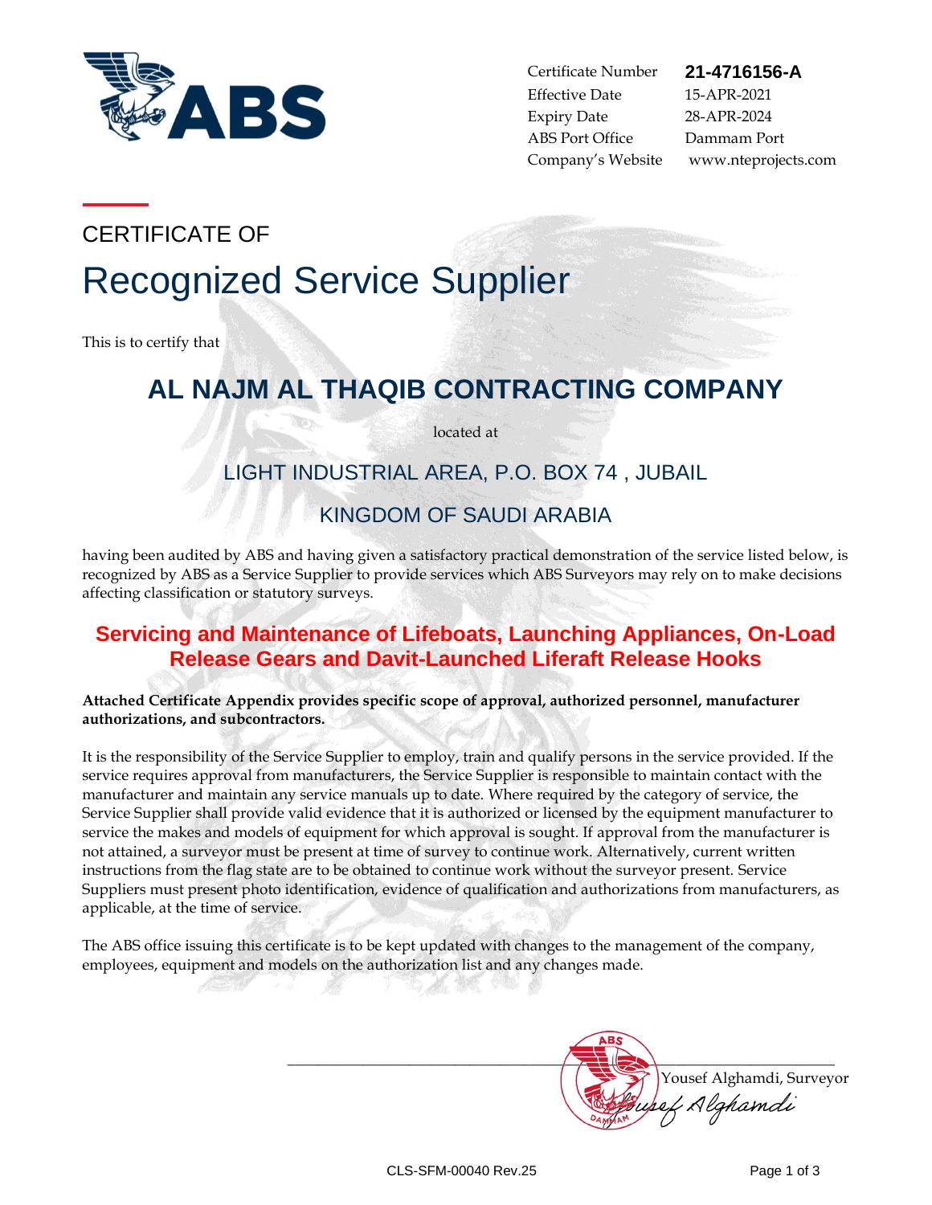| | |
|---|---|
| Certificate Number | **21-4716156-A** |
| Effective Date | 15-APR-2021 |
| Expiry Date | 28-APR-2024 |
| ABS Port Office | Dammam Port |
| Company's Website | www.nteprojects.com |

CERTIFICATE OF

# Recognized Service Supplier

This is to certify that

## AL NAJM AL THAQIB CONTRACTING COMPANY

located at

### LIGHT INDUSTRIAL AREA, P.O. BOX 74 , JUBAIL

### KINGDOM OF SAUDI ARABIA

having been audited by ABS and having given a satisfactory practical demonstration of the service listed below, is recognized by ABS as a Service Supplier to provide services which ABS Surveyors may rely on to make decisions affecting classification or statutory surveys.

## Servicing and Maintenance of Lifeboats, Launching Appliances, On-Load Release Gears and Davit-Launched Liferaft Release Hooks

**Attached Certificate Appendix provides specific scope of approval, authorized personnel, manufacturer authorizations, and subcontractors.**

It is the responsibility of the Service Supplier to employ, train and qualify persons in the service provided. If the service requires approval from manufacturers, the Service Supplier is responsible to maintain contact with the manufacturer and maintain any service manuals up to date. Where required by the category of service, the Service Supplier shall provide valid evidence that it is authorized or licensed by the equipment manufacturer to service the makes and models of equipment for which approval is sought. If approval from the manufacturer is not attained, a surveyor must be present at time of survey to continue work. Alternatively, current written instructions from the flag state are to be obtained to continue work without the surveyor present. Service Suppliers must present photo identification, evidence of qualification and authorizations from manufacturers, as applicable, at the time of service.

The ABS office issuing this certificate is to be kept updated with changes to the management of the company, employees, equipment and models on the authorization list and any changes made.

Yousef Alghamdi, Surveyor

CLS-SFM-00040 Rev.25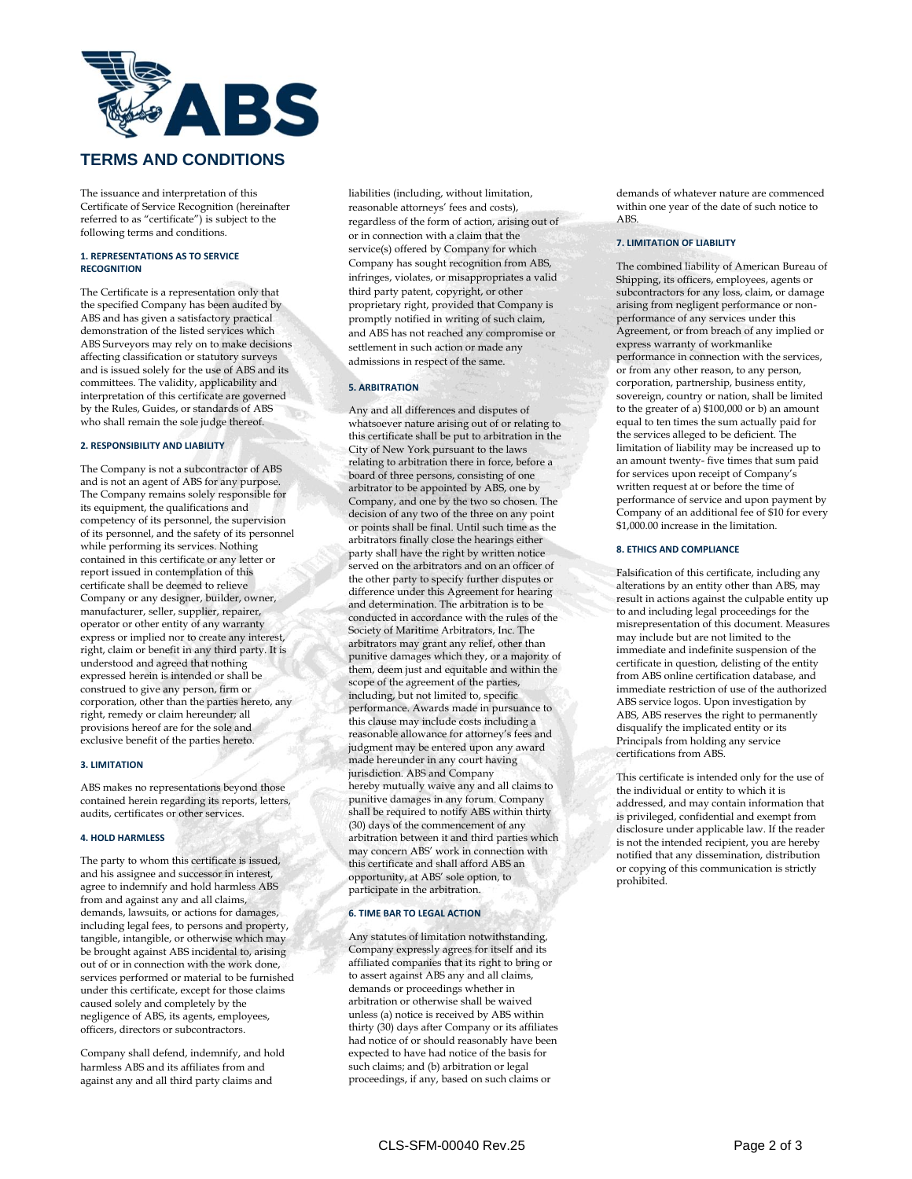# TERMS AND CONDITIONS

The issuance and interpretation of this Certificate of Service Recognition (hereinafter referred to as "certificate") is subject to the following terms and conditions.

### 1. REPRESENTATIONS AS TO SERVICE RECOGNITION

The Certificate is a representation only that the specified Company has been audited by ABS and has given a satisfactory practical demonstration of the listed services which ABS Surveyors may rely on to make decisions affecting classification or statutory surveys and is issued solely for the use of ABS and its committees. The validity, applicability and interpretation of this certificate are governed by the Rules, Guides, or standards of ABS who shall remain the sole judge thereof.

### 2. RESPONSIBILITY AND LIABILITY

The Company is not a subcontractor of ABS and is not an agent of ABS for any purpose. The Company remains solely responsible for its equipment, the qualifications and competency of its personnel, the supervision of its personnel, and the safety of its personnel while performing its services. Nothing contained in this certificate or any letter or report issued in contemplation of this certificate shall be deemed to relieve Company or any designer, builder, owner, manufacturer, seller, supplier, repairer, operator or other entity of any warranty express or implied nor to create any interest, right, claim or benefit in any third party. It is understood and agreed that nothing expressed herein is intended or shall be construed to give any person, firm or corporation, other than the parties hereto, any right, remedy or claim hereunder; all provisions hereof are for the sole and exclusive benefit of the parties hereto.

### 3. LIMITATION

ABS makes no representations beyond those contained herein regarding its reports, letters, audits, certificates or other services.

### 4. HOLD HARMLESS

The party to whom this certificate is issued, and his assignee and successor in interest, agree to indemnify and hold harmless ABS from and against any and all claims, demands, lawsuits, or actions for damages, including legal fees, to persons and property, tangible, intangible, or otherwise which may be brought against ABS incidental to, arising out of or in connection with the work done, services performed or material to be furnished under this certificate, except for those claims caused solely and completely by the negligence of ABS, its agents, employees, officers, directors or subcontractors.

Company shall defend, indemnify, and hold harmless ABS and its affiliates from and against any and all third party claims and liabilities (including, without limitation, reasonable attorneys' fees and costs), regardless of the form of action, arising out of or in connection with a claim that the service(s) offered by Company for which Company has sought recognition from ABS, infringes, violates, or misappropriates a valid third party patent, copyright, or other proprietary right, provided that Company is promptly notified in writing of such claim, and ABS has not reached any compromise or settlement in such action or made any admissions in respect of the same.

### 5. ARBITRATION

Any and all differences and disputes of whatsoever nature arising out of or relating to this certificate shall be put to arbitration in the City of New York pursuant to the laws relating to arbitration there in force, before a board of three persons, consisting of one arbitrator to be appointed by ABS, one by Company, and one by the two so chosen. The decision of any two of the three on any point or points shall be final. Until such time as the arbitrators finally close the hearings either party shall have the right by written notice served on the arbitrators and on an officer of the other party to specify further disputes or difference under this Agreement for hearing and determination. The arbitration is to be conducted in accordance with the rules of the Society of Maritime Arbitrators, Inc. The arbitrators may grant any relief, other than punitive damages which they, or a majority of them, deem just and equitable and within the scope of the agreement of the parties, including, but not limited to, specific performance. Awards made in pursuance to this clause may include costs including a reasonable allowance for attorney's fees and judgment may be entered upon any award made hereunder in any court having jurisdiction. ABS and Company hereby mutually waive any and all claims to punitive damages in any forum. Company shall be required to notify ABS within thirty (30) days of the commencement of any arbitration between it and third parties which may concern ABS' work in connection with this certificate and shall afford ABS an opportunity, at ABS' sole option, to participate in the arbitration.

### 6. TIME BAR TO LEGAL ACTION

Any statutes of limitation notwithstanding, Company expressly agrees for itself and its affiliated companies that its right to bring or to assert against ABS any and all claims, demands or proceedings whether in arbitration or otherwise shall be waived unless (a) notice is received by ABS within thirty (30) days after Company or its affiliates had notice of or should reasonably have been expected to have had notice of the basis for such claims; and (b) arbitration or legal proceedings, if any, based on such claims or demands of whatever nature are commenced within one year of the date of such notice to ABS.

### 7. LIMITATION OF LIABILITY

The combined liability of American Bureau of Shipping, its officers, employees, agents or subcontractors for any loss, claim, or damage arising from negligent performance or non-performance of any services under this Agreement, or from breach of any implied or express warranty of workmanlike performance in connection with the services, or from any other reason, to any person, corporation, partnership, business entity, sovereign, country or nation, shall be limited to the greater of a) $100,000 or b) an amount equal to ten times the sum actually paid for the services alleged to be deficient. The limitation of liability may be increased up to an amount twenty- five times that sum paid for services upon receipt of Company's written request at or before the time of performance of service and upon payment by Company of an additional fee of $10 for every $1,000.00 increase in the limitation.

### 8. ETHICS AND COMPLIANCE

Falsification of this certificate, including any alterations by an entity other than ABS, may result in actions against the culpable entity up to and including legal proceedings for the misrepresentation of this document. Measures may include but are not limited to the immediate and indefinite suspension of the certificate in question, delisting of the entity from ABS online certification database, and immediate restriction of use of the authorized ABS service logos. Upon investigation by ABS, ABS reserves the right to permanently disqualify the implicated entity or its Principals from holding any service certifications from ABS.

This certificate is intended only for the use of the individual or entity to which it is addressed, and may contain information that is privileged, confidential and exempt from disclosure under applicable law. If the reader is not the intended recipient, you are hereby notified that any dissemination, distribution or copying of this communication is strictly prohibited.

CLS-SFM-00040 Rev.25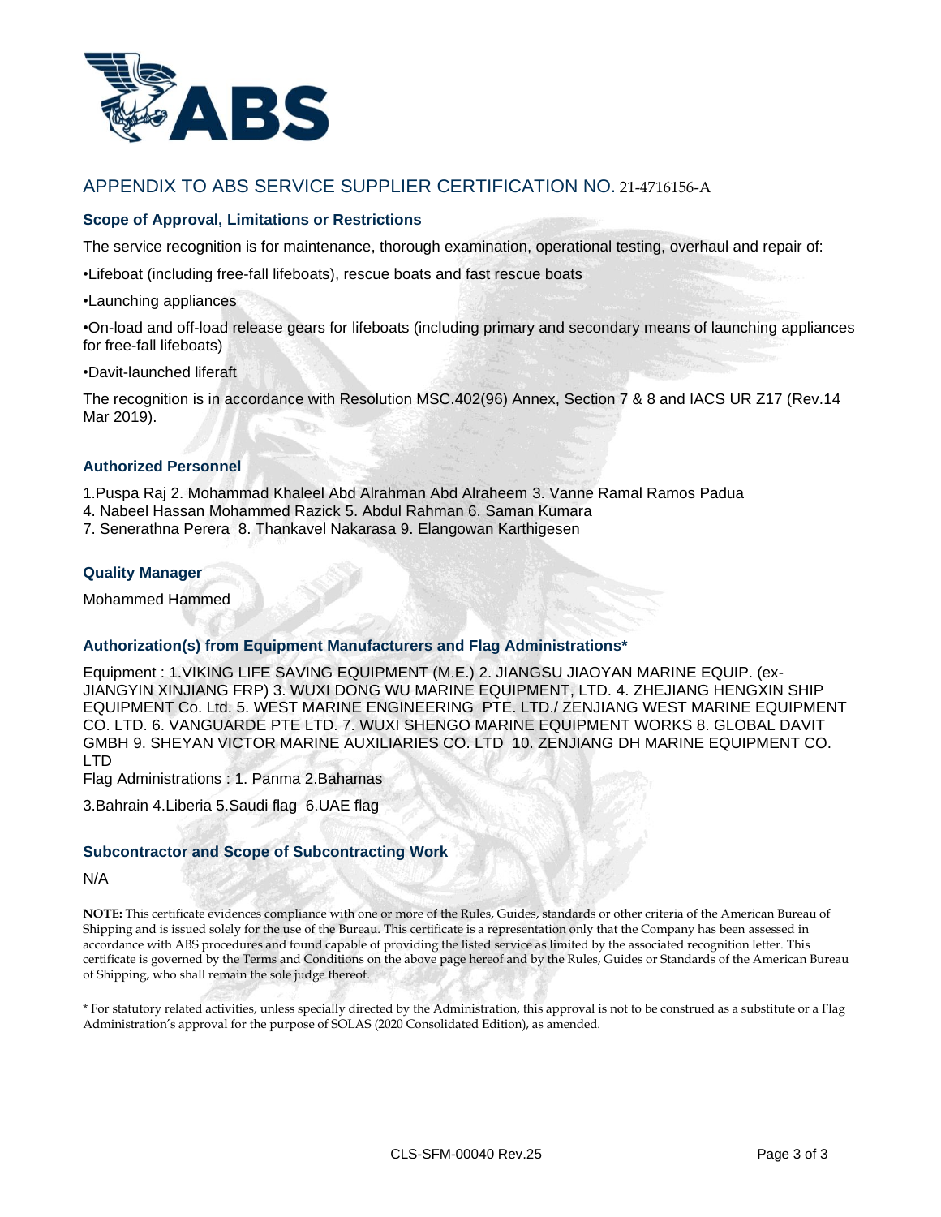## APPENDIX TO ABS SERVICE SUPPLIER CERTIFICATION NO. 21-4716156-A

### Scope of Approval, Limitations or Restrictions

The service recognition is for maintenance, thorough examination, operational testing, overhaul and repair of:

•Lifeboat (including free-fall lifeboats), rescue boats and fast rescue boats

•Launching appliances

•On-load and off-load release gears for lifeboats (including primary and secondary means of launching appliances for free-fall lifeboats)

•Davit-launched liferaft

The recognition is in accordance with Resolution MSC.402(96) Annex, Section 7 & 8 and IACS UR Z17 (Rev.14 Mar 2019).

### Authorized Personnel

1.Puspa Raj 2. Mohammad Khaleel Abd Alrahman Abd Alraheem 3. Vanne Ramal Ramos Padua
4. Nabeel Hassan Mohammed Razick 5. Abdul Rahman 6. Saman Kumara
7. Senerathna Perera 8. Thankavel Nakarasa 9. Elangowan Karthigesen

### Quality Manager

Mohammed Hammed

### Authorization(s) from Equipment Manufacturers and Flag Administrations*

Equipment : 1.VIKING LIFE SAVING EQUIPMENT (M.E.) 2. JIANGSU JIAOYAN MARINE EQUIP. (ex-JIANGYIN XINJIANG FRP) 3. WUXI DONG WU MARINE EQUIPMENT, LTD. 4. ZHEJIANG HENGXIN SHIP EQUIPMENT Co. Ltd. 5. WEST MARINE ENGINEERING PTE. LTD./ ZENJIANG WEST MARINE EQUIPMENT CO. LTD. 6. VANGUARDE PTE LTD. 7. WUXI SHENGO MARINE EQUIPMENT WORKS 8. GLOBAL DAVIT GMBH 9. SHEYAN VICTOR MARINE AUXILIARIES CO. LTD 10. ZENJIANG DH MARINE EQUIPMENT CO. LTD
Flag Administrations : 1. Panma 2.Bahamas

3.Bahrain 4.Liberia 5.Saudi flag 6.UAE flag

### Subcontractor and Scope of Subcontracting Work

N/A

**NOTE:** This certificate evidences compliance with one or more of the Rules, Guides, standards or other criteria of the American Bureau of Shipping and is issued solely for the use of the Bureau. This certificate is a representation only that the Company has been assessed in accordance with ABS procedures and found capable of providing the listed service as limited by the associated recognition letter. This certificate is governed by the Terms and Conditions on the above page hereof and by the Rules, Guides or Standards of the American Bureau of Shipping, who shall remain the sole judge thereof.

* For statutory related activities, unless specially directed by the Administration, this approval is not to be construed as a substitute or a Flag Administration's approval for the purpose of SOLAS (2020 Consolidated Edition), as amended.

CLS-SFM-00040 Rev.25